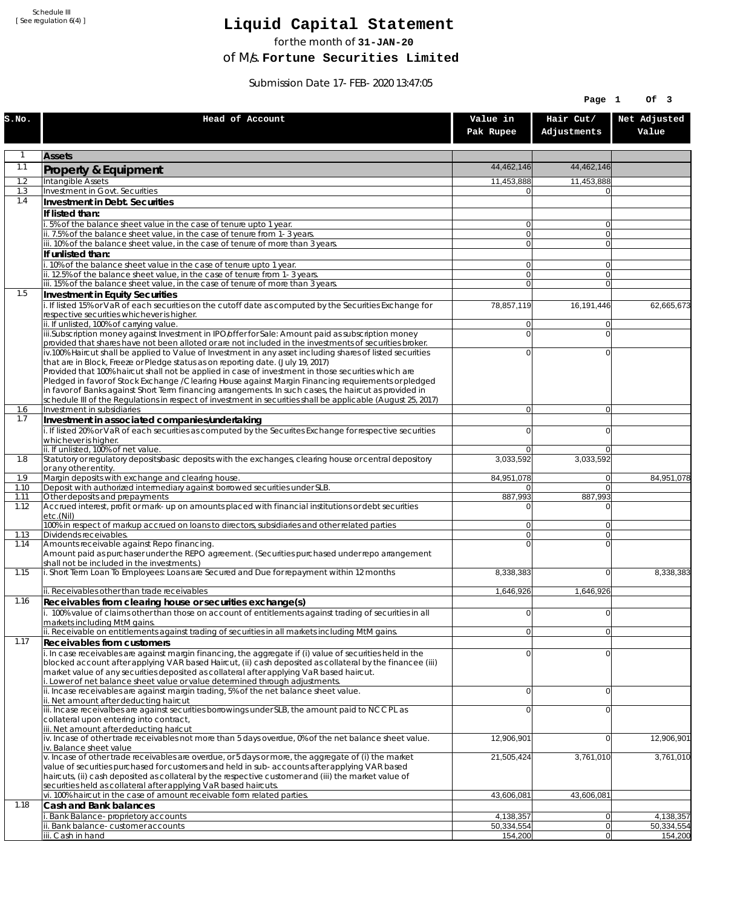Schedule III
[ See regulation 6(4) ]

# Liquid Capital Statement

for the month of **31-JAN-20**

of M/s. **Fortune Securities Limited**

Submission Date 17-FEB-2020 13:47:05

| S.No. | Head of Account | Value in Pak Rupee | Hair Cut/ Adjustments | Net Adjusted Value |
|---|---|---|---|---|
| 1 | **Assets** | | | |
| 1.1 | **Property & Equipment** | 44,462,146 | 44,462,146 | |
| 1.2 | Intangible Assets | 11,453,888 | 11,453,888 | |
| 1.3 | Investment in Govt. Securities | 0 | 0 | |
| 1.4 | **Investment in Debt. Securities** | | | |
| | **If listed than:** | | | |
| | i. 5% of the balance sheet value in the case of tenure upto 1 year. | 0 | 0 | |
| | ii. 7.5% of the balance sheet value, in the case of tenure from 1-3 years. | 0 | 0 | |
| | iii. 10% of the balance sheet value, in the case of tenure of more than 3 years. | 0 | 0 | |
| | **If unlisted than:** | | | |
| | i. 10% of the balance sheet value in the case of tenure upto 1 year. | 0 | 0 | |
| | ii. 12.5% of the balance sheet value, in the case of tenure from 1-3 years. | 0 | 0 | |
| | iii. 15% of the balance sheet value, in the case of tenure of more than 3 years. | 0 | 0 | |
| 1.5 | **Investment in Equity Securities** | | | |
| | i. If listed 15% or VaR of each securities on the cutoff date as computed by the Securities Exchange for respective securities whichever is higher. | 78,857,119 | 16,191,446 | 62,665,673 |
| | ii. If unlisted, 100% of carrying value. | 0 | 0 | |
| | iii.Subscription money against Investment in IPO/offer for Sale: Amount paid as subscription money provided that shares have not been alloted or are not included in the investments of securities broker. | 0 | 0 | |
| | iv.100% Haircut shall be applied to Value of Investment in any asset including shares of listed securities that are in Block, Freeze or Pledge status as on reporting date. (July 19, 2017) Provided that 100% haircut shall not be applied in case of investment in those securities which are Pledged in favor of Stock Exchange / Clearing House against Margin Financing requirements or pledged in favor of Banks against Short Term financing arrangements. In such cases, the haircut as provided in schedule III of the Regulations in respect of investment in securities shall be applicable (August 25, 2017) | 0 | 0 | |
| 1.6 | Investment in subsidiaries | 0 | 0 | |
| 1.7 | **Investment in associated companies/undertaking** | | | |
| | i. If listed 20% or VaR of each securities as computed by the Securites Exchange for respective securities whichever is higher. | 0 | 0 | |
| | ii. If unlisted, 100% of net value. | 0 | 0 | |
| 1.8 | Statutory or regulatory deposits/basic deposits with the exchanges, clearing house or central depository or any other entity. | 3,033,592 | 3,033,592 | |
| 1.9 | Margin deposits with exchange and clearing house. | 84,951,078 | 0 | 84,951,078 |
| 1.10 | Deposit with authorized intermediary against borrowed securities under SLB. | 0 | 0 | |
| 1.11 | Other deposits and prepayments | 887,993 | 887,993 | |
| 1.12 | Accrued interest, profit or mark-up on amounts placed with financial institutions or debt securities etc.(Nil) | 0 | 0 | |
| | 100% in respect of markup accrued on loans to directors, subsidiaries and other related parties | 0 | 0 | |
| 1.13 | Dividends receivables. | 0 | 0 | |
| 1.14 | Amounts receivable against Repo financing. Amount paid as purchaser under the REPO agreement. (Securities purchased under repo arrangement shall not be included in the investments.) | 0 | 0 | |
| 1.15 | i. Short Term Loan To Employees: Loans are Secured and Due for repayment within 12 months | 8,338,383 | 0 | 8,338,383 |
| | ii. Receivables other than trade receivables | 1,646,926 | 1,646,926 | |
| 1.16 | **Receivables from clearing house or securities exchange(s)** | | | |
| | i. 100% value of claims other than those on account of entitlements against trading of securities in all markets including MtM gains. | 0 | 0 | |
| | ii. Receivable on entitlements against trading of securities in all markets including MtM gains. | 0 | 0 | |
| 1.17 | **Receivables from customers** | | | |
| | i. In case receivables are against margin financing, the aggregate if (i) value of securities held in the blocked account after applying VAR based Haircut, (ii) cash deposited as collateral by the financee (iii) market value of any securities deposited as collateral after applying VaR based haircut. i. Lower of net balance sheet value or value determined through adjustments. | 0 | 0 | |
| | ii. Incase receivables are against margin trading, 5% of the net balance sheet value. ii. Net amount after deducting haircut | 0 | 0 | |
| | iii. Incase receivalbes are against securities borrowings under SLB, the amount paid to NCCPL as collateral upon entering into contract, iii. Net amount after deducting haricut | 0 | 0 | |
| | iv. Incase of other trade receivables not more than 5 days overdue, 0% of the net balance sheet value. iv. Balance sheet value | 12,906,901 | 0 | 12,906,901 |
| | v. Incase of other trade receivables are overdue, or 5 days or more, the aggregate of (i) the market value of securities purchased for customers and held in sub-accounts after applying VAR based haircuts, (ii) cash deposited as collateral by the respective customer and (iii) the market value of securities held as collateral after applying VaR based haircuts. | 21,505,424 | 3,761,010 | 3,761,010 |
| | vi. 100% haircut in the case of amount receivable form related parties. | 43,606,081 | 43,606,081 | |
| 1.18 | **Cash and Bank balances** | | | |
| | i. Bank Balance-proprietory accounts | 4,138,357 | 0 | 4,138,357 |
| | ii. Bank balance-customer accounts | 50,334,554 | 0 | 50,334,554 |
| | iii. Cash in hand | 154,200 | 0 | 154,200 |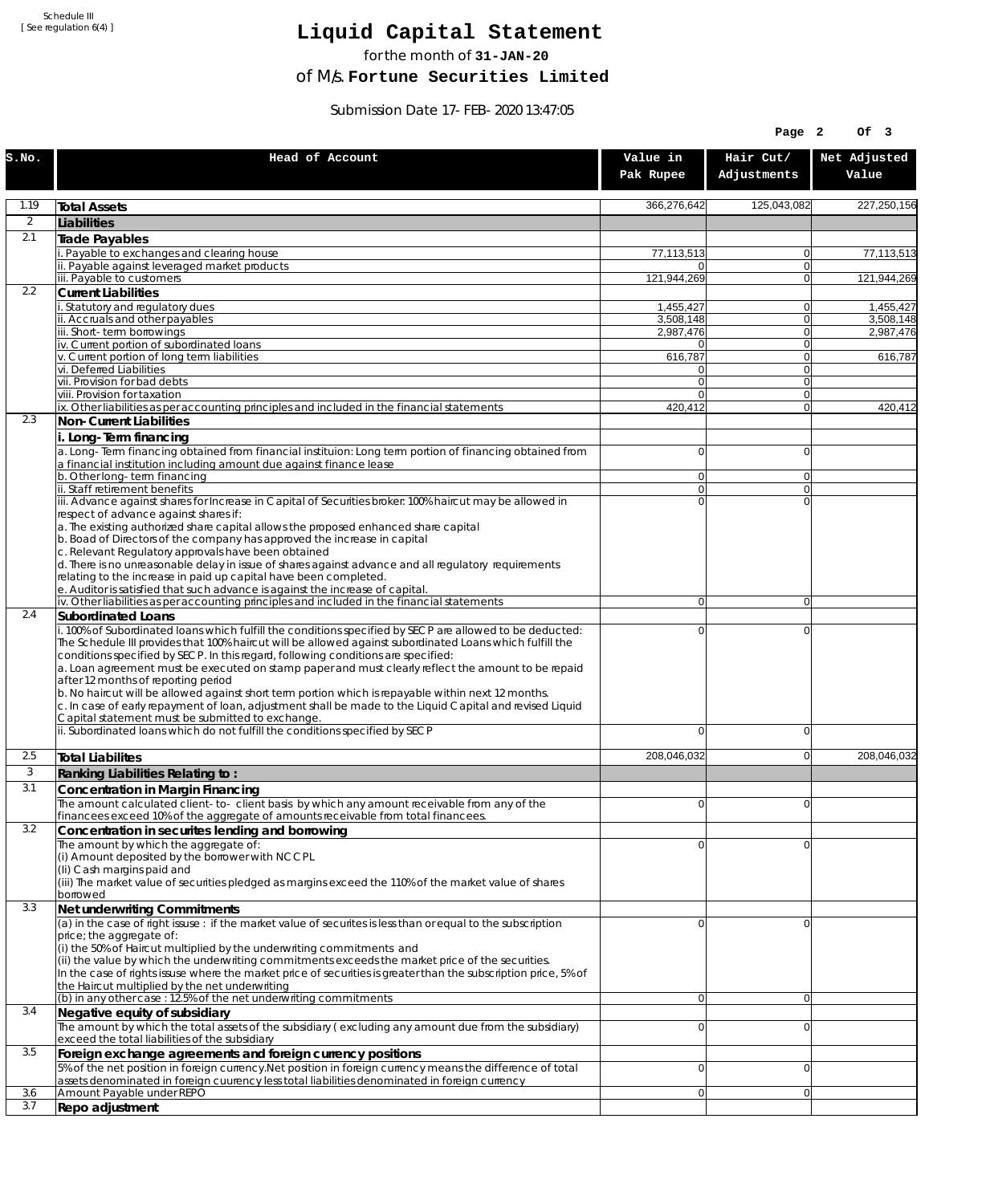Schedule III
[ See regulation 6(4) ]

# Liquid Capital Statement

for the month of **31-JAN-20**

of M/s. **Fortune Securities Limited**

Submission Date 17-FEB-2020 13:47:05

| S.No. | Head of Account | Value in Pak Rupee | Hair Cut/ Adjustments | Net Adjusted Value |
|---|---|---|---|---|
| 1.19 | **Total Assets** | 366,276,642 | 125,043,082 | 227,250,156 |
| 2 | **Liabilities** | | | |
| 2.1 | **Trade Payables** | | | |
| | i. Payable to exchanges and clearing house | 77,113,513 | 0 | 77,113,513 |
| | ii. Payable against leveraged market products | 0 | 0 | |
| | iii. Payable to customers | 121,944,269 | 0 | 121,944,269 |
| 2.2 | **Current Liabilities** | | | |
| | i. Statutory and regulatory dues | 1,455,427 | 0 | 1,455,427 |
| | ii. Accruals and other payables | 3,508,148 | 0 | 3,508,148 |
| | iii. Short-term borrowings | 2,987,476 | 0 | 2,987,476 |
| | iv. Current portion of subordinated loans | 0 | 0 | |
| | v. Current portion of long term liabilities | 616,787 | 0 | 616,787 |
| | vi. Deferred Liabilities | 0 | 0 | |
| | vii. Provision for bad debts | 0 | 0 | |
| | viii. Provision for taxation | 0 | 0 | |
| | ix. Other liabilities as per accounting principles and included in the financial statements | 420,412 | 0 | 420,412 |
| 2.3 | **Non-Current Liabilities** | | | |
| | **i. Long-Term financing** | | | |
| | a. Long-Term financing obtained from financial instituion: Long term portion of financing obtained from a financial institution including amount due against finance lease | 0 | 0 | |
| | b. Other long-term financing | 0 | 0 | |
| | ii. Staff retirement benefits | 0 | 0 | |
| | iii. Advance against shares for Increase in Capital of Securities broker: 100% haircut may be allowed in respect of advance against shares if:<br>a. The existing authorized share capital allows the proposed enhanced share capital<br>b. Boad of Directors of the company has approved the increase in capital<br>c. Relevant Regulatory approvals have been obtained<br>d. There is no unreasonable delay in issue of shares against advance and all regulatory requirements relating to the increase in paid up capital have been completed.<br>e. Auditor is satisfied that such advance is against the increase of capital. | 0 | 0 | |
| | iv. Other liabilities as per accounting principles and included in the financial statements | 0 | 0 | |
| 2.4 | **Subordinated Loans** | | | |
| | i. 100% of Subordinated loans which fulfill the conditions specified by SECP are allowed to be deducted: The Schedule III provides that 100% haircut will be allowed against subordinated Loans which fulfill the conditions specified by SECP. In this regard, following conditions are specified:<br>a. Loan agreement must be executed on stamp paper and must clearly reflect the amount to be repaid after 12 months of reporting period<br>b. No haircut will be allowed against short term portion which is repayable within next 12 months.<br>c. In case of early repayment of loan, adjustment shall be made to the Liquid Capital and revised Liquid Capital statement must be submitted to exchange. | 0 | 0 | |
| | ii. Subordinated loans which do not fulfill the conditions specified by SECP | 0 | 0 | |
| 2.5 | **Total Liabilites** | 208,046,032 | 0 | 208,046,032 |
| 3 | **Ranking Liabilities Relating to :** | | | |
| 3.1 | **Concentration in Margin Financing** | | | |
| | The amount calculated client-to- client basis by which any amount receivable from any of the financees exceed 10% of the aggregate of amounts receivable from total financees. | 0 | 0 | |
| 3.2 | **Concentration in securites lending and borrowing** | | | |
| | The amount by which the aggregate of:<br>(i) Amount deposited by the borrower with NCCPL<br>(Ii) Cash margins paid and<br>(iii) The market value of securities pledged as margins exceed the 110% of the market value of shares borrowed | 0 | 0 | |
| 3.3 | **Net underwriting Commitments** | | | |
| | (a) in the case of right issuse : if the market value of securites is less than or equal to the subscription price; the aggregate of:<br>(i) the 50% of Haircut multiplied by the underwriting commitments and<br>(ii) the value by which the underwriting commitments exceeds the market price of the securities.<br>In the case of rights issuse where the market price of securities is greater than the subscription price, 5% of the Haircut multiplied by the net underwriting | 0 | 0 | |
| | (b) in any other case : 12.5% of the net underwriting commitments | 0 | 0 | |
| 3.4 | **Negative equity of subsidiary** | | | |
| | The amount by which the total assets of the subsidiary ( excluding any amount due from the subsidiary) exceed the total liabilities of the subsidiary | 0 | 0 | |
| 3.5 | **Foreign exchange agreements and foreign currency positions** | | | |
| | 5% of the net position in foreign currency.Net position in foreign currency means the difference of total assets denominated in foreign cuurency less total liabilities denominated in foreign currency | 0 | 0 | |
| 3.6 | Amount Payable under REPO | 0 | 0 | |
| 3.7 | **Repo adjustment** | | | |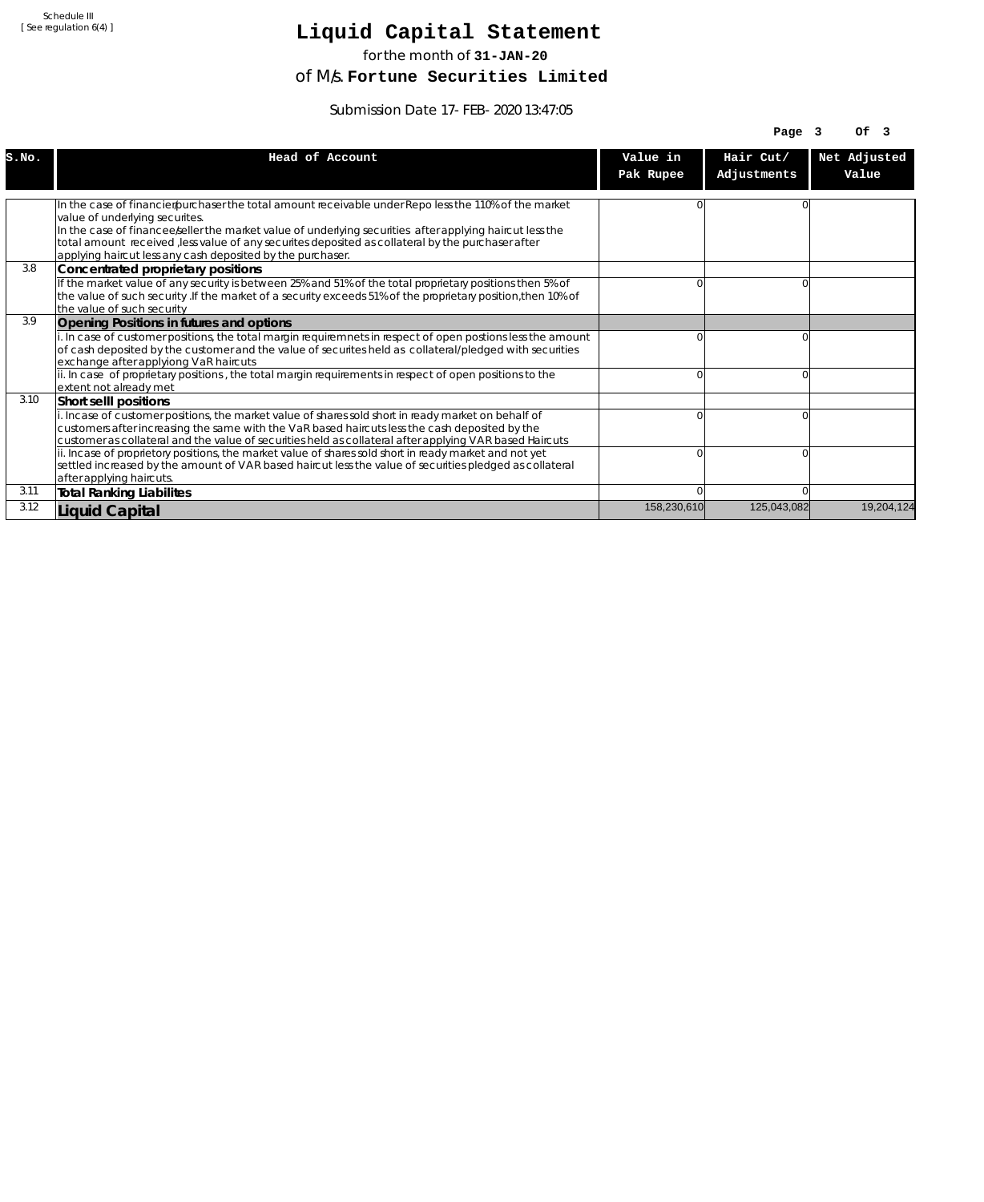Schedule III
[ See regulation 6(4) ]

# Liquid Capital Statement

for the month of **31-JAN-20**

of M/s. **Fortune Securities Limited**

Submission Date 17-FEB-2020 13:47:05

| S.No. | Head of Account | Value in Pak Rupee | Hair Cut/ Adjustments | Net Adjusted Value |
|---|---|---|---|---|
| | In the case of financier/purchaser the total amount receivable under Repo less the 110% of the market value of underlying securities. In the case of financee/seller the market value of underlying securities after applying haircut less the total amount received ,less value of any securites deposited as collateral by the purchaser after applying haircut less any cash deposited by the purchaser. | 0 | 0 | |
| 3.8 | **Concentrated proprietary positions** | | | |
| | If the market value of any security is between 25% and 51% of the total proprietary positions then 5% of the value of such security .If the market of a security exceeds 51% of the proprietary position,then 10% of the value of such security | 0 | 0 | |
| 3.9 | **Opening Positions in futures and options** | | | |
| | i. In case of customer positions, the total margin requiremnets in respect of open postions less the amount of cash deposited by the customer and the value of securites held as collateral/ pledged with securities exchange after applyiong VaR haircuts | 0 | 0 | |
| | ii. In case of proprietary positions , the total margin requirements in respect of open positions to the extent not already met | 0 | 0 | |
| 3.10 | **Short selll positions** | | | |
| | i. Incase of customer positions, the market value of shares sold short in ready market on behalf of customers after increasing the same with the VaR based haircuts less the cash deposited by the customer as collateral and the value of securities held as collateral after applying VAR based Haircuts | 0 | 0 | |
| | ii. Incase of proprietory positions, the market value of shares sold short in ready market and not yet settled increased by the amount of VAR based haircut less the value of securities pledged as collateral after applying haircuts. | 0 | 0 | |
| 3.11 | **Total Ranking Liabilites** | 0 | 0 | |
| 3.12 | **Liquid Capital** | 158,230,610 | 125,043,082 | 19,204,124 |